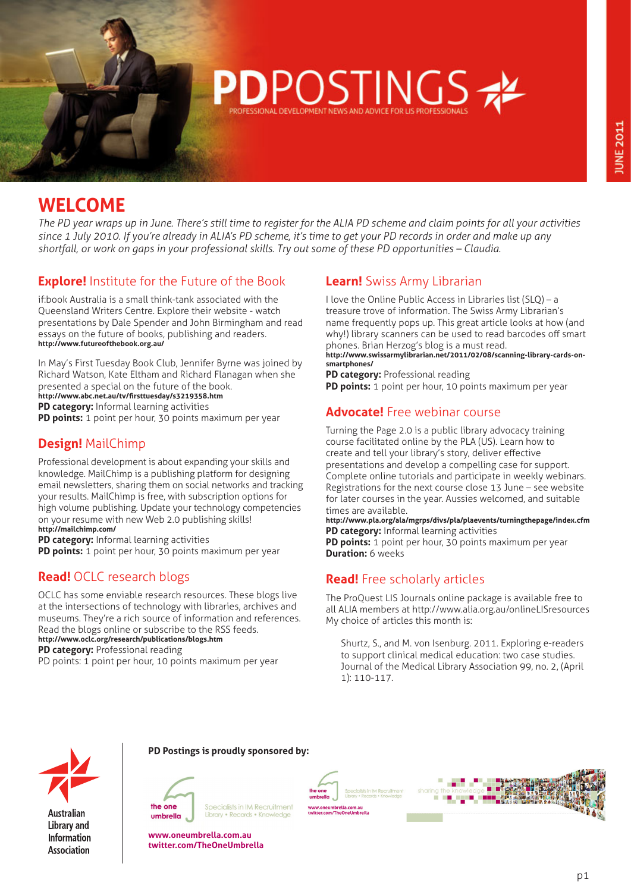# PDPOSTINGS

PROFESSIONAL DEVELOPMENT NEWS AND ADVICE FOR LIS PROFESSIONALS

JUNE 2011

## WELCOME

*The PD year wraps up in June. There's still time to register for the ALIA PD scheme and claim points for all your activities since 1 July 2010. If you're already in ALIA's PD scheme, it's time to get your PD records in order and make up any shortfall, or work on gaps in your professional skills. Try out some of these PD opportunities – Claudia.*

### **Explore!** Institute for the Future of the Book

if:book Australia is a small think-tank associated with the Queensland Writers Centre. Explore their website - watch presentations by Dale Spender and John Birmingham and read essays on the future of books, publishing and readers.
**http://www.futureofthebook.org.au/**

In May's First Tuesday Book Club, Jennifer Byrne was joined by Richard Watson, Kate Eltham and Richard Flanagan when she presented a special on the future of the book.
**http://www.abc.net.au/tv/firsttuesday/s3219358.htm**

**PD category:** Informal learning activities
**PD points:** 1 point per hour, 30 points maximum per year

### **Design!** MailChimp

Professional development is about expanding your skills and knowledge. MailChimp is a publishing platform for designing email newsletters, sharing them on social networks and tracking your results. MailChimp is free, with subscription options for high volume publishing. Update your technology competencies on your resume with new Web 2.0 publishing skills!
**http://mailchimp.com/**

**PD category:** Informal learning activities
**PD points:** 1 point per hour, 30 points maximum per year

### **Read!** OCLC research blogs

OCLC has some enviable research resources. These blogs live at the intersections of technology with libraries, archives and museums. They're a rich source of information and references. Read the blogs online or subscribe to the RSS feeds.
**http://www.oclc.org/research/publications/blogs.htm**

**PD category:** Professional reading
PD points: 1 point per hour, 10 points maximum per year

### **Learn!** Swiss Army Librarian

I love the Online Public Access in Libraries list (SLQ) – a treasure trove of information. The Swiss Army Librarian's name frequently pops up. This great article looks at how (and why!) library scanners can be used to read barcodes off smart phones. Brian Herzog's blog is a must read.
**http://www.swissarmylibrarian.net/2011/02/08/scanning-library-cards-on-smartphones/**

**PD category:** Professional reading
**PD points:** 1 point per hour, 10 points maximum per year

### **Advocate!** Free webinar course

Turning the Page 2.0 is a public library advocacy training course facilitated online by the PLA (US). Learn how to create and tell your library's story, deliver effective presentations and develop a compelling case for support. Complete online tutorials and participate in weekly webinars. Registrations for the next course close 13 June – see website for later courses in the year. Aussies welcomed, and suitable times are available.
**http://www.pla.org/ala/mgrps/divs/pla/plaevents/turningthepage/index.cfm**

**PD category:** Informal learning activities
**PD points:** 1 point per hour, 30 points maximum per year
**Duration:** 6 weeks

### **Read!** Free scholarly articles

The ProQuest LIS Journals online package is available free to all ALIA members at http://www.alia.org.au/onlineLISresources My choice of articles this month is:

> Shurtz, S., and M. von Isenburg. 2011. Exploring e-readers to support clinical medical education: two case studies. Journal of the Medical Library Association 99, no. 2, (April 1): 110-117.

Australian Library and Information Association

**PD Postings is proudly sponsored by:**

the one umbrella – Specialists in IM Recruitment – Library • Records • Knowledge

**www.oneumbrella.com.au**
**twitter.com/TheOneUmbrella**

sharing the knowledge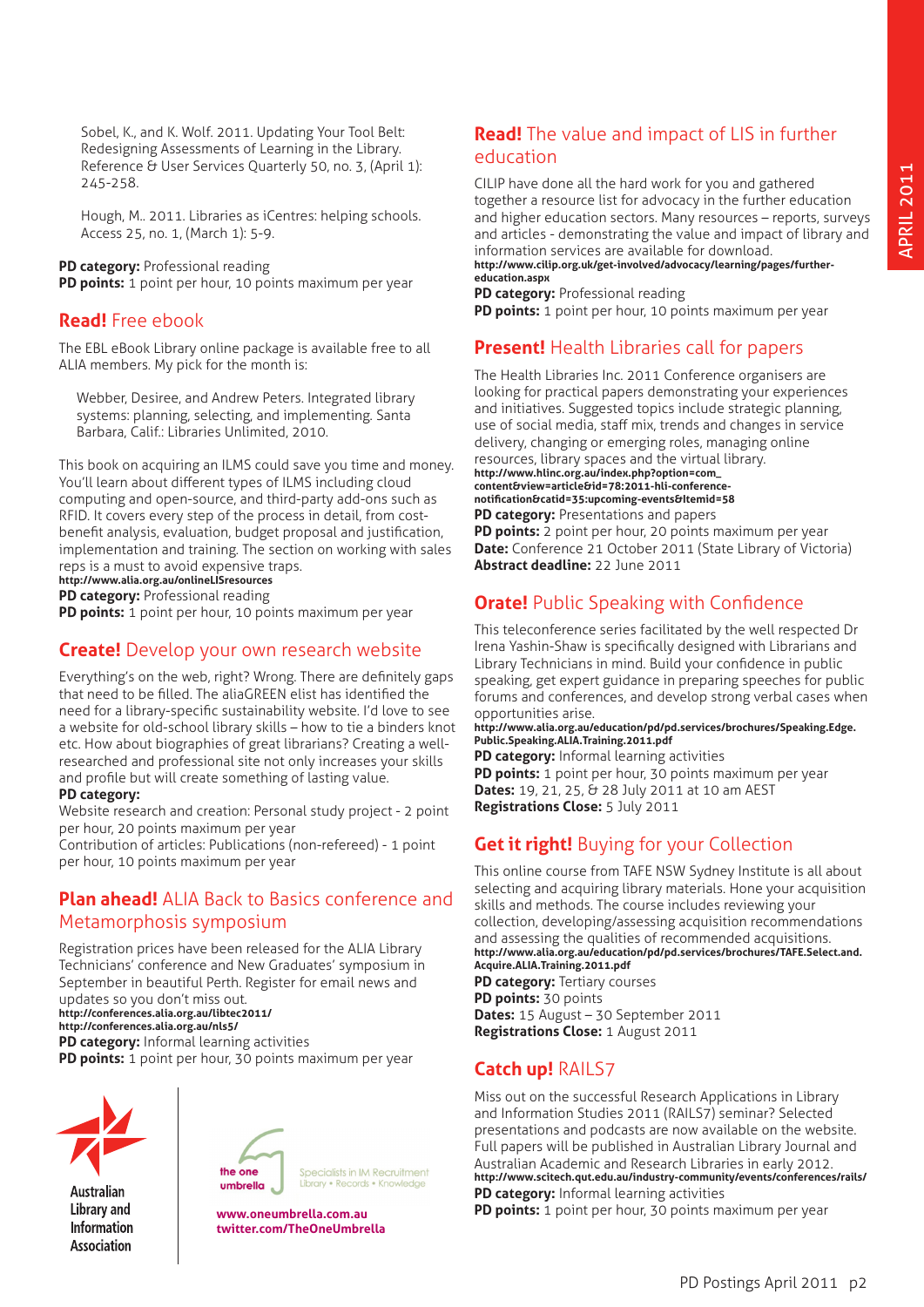Sobel, K., and K. Wolf. 2011. Updating Your Tool Belt: Redesigning Assessments of Learning in the Library. Reference & User Services Quarterly 50, no. 3, (April 1): 245-258.

Hough, M.. 2011. Libraries as iCentres: helping schools. Access 25, no. 1, (March 1): 5-9.

**PD category:** Professional reading
**PD points:** 1 point per hour, 10 points maximum per year

## Read! Free ebook

The EBL eBook Library online package is available free to all ALIA members. My pick for the month is:

Webber, Desiree, and Andrew Peters. Integrated library systems: planning, selecting, and implementing. Santa Barbara, Calif.: Libraries Unlimited, 2010.

This book on acquiring an ILMS could save you time and money. You'll learn about different types of ILMS including cloud computing and open-source, and third-party add-ons such as RFID. It covers every step of the process in detail, from cost-benefit analysis, evaluation, budget proposal and justification, implementation and training. The section on working with sales reps is a must to avoid expensive traps.
**http://www.alia.org.au/onlineLISresources**
**PD category:** Professional reading
**PD points:** 1 point per hour, 10 points maximum per year

## Create! Develop your own research website

Everything's on the web, right? Wrong. There are definitely gaps that need to be filled. The aliaGREEN elist has identified the need for a library-specific sustainability website. I'd love to see a website for old-school library skills – how to tie a binders knot etc. How about biographies of great librarians? Creating a well-researched and professional site not only increases your skills and profile but will create something of lasting value.
**PD category:**
Website research and creation: Personal study project - 2 point per hour, 20 points maximum per year
Contribution of articles: Publications (non-refereed) - 1 point per hour, 10 points maximum per year

## Plan ahead! ALIA Back to Basics conference and Metamorphosis symposium

Registration prices have been released for the ALIA Library Technicians' conference and New Graduates' symposium in September in beautiful Perth. Register for email news and updates so you don't miss out.
**http://conferences.alia.org.au/libtec2011/**
**http://conferences.alia.org.au/nls5/**
**PD category:** Informal learning activities
**PD points:** 1 point per hour, 30 points maximum per year

Australian Library and Information Association

the one umbrella — Specialists in IM Recruitment — Library • Records • Knowledge
**www.oneumbrella.com.au**
**twitter.com/TheOneUmbrella**

## Read! The value and impact of LIS in further education

CILIP have done all the hard work for you and gathered together a resource list for advocacy in the further education and higher education sectors. Many resources – reports, surveys and articles - demonstrating the value and impact of library and information services are available for download.
**http://www.cilip.org.uk/get-involved/advocacy/learning/pages/further-education.aspx**
**PD category:** Professional reading
**PD points:** 1 point per hour, 10 points maximum per year

## Present! Health Libraries call for papers

The Health Libraries Inc. 2011 Conference organisers are looking for practical papers demonstrating your experiences and initiatives. Suggested topics include strategic planning, use of social media, staff mix, trends and changes in service delivery, changing or emerging roles, managing online resources, library spaces and the virtual library.
**http://www.hlinc.org.au/index.php?option=com_content&view=article&id=78:2011-hli-conference-notification&catid=35:upcoming-events&Itemid=58**
**PD category:** Presentations and papers
**PD points:** 2 point per hour, 20 points maximum per year
**Date:** Conference 21 October 2011 (State Library of Victoria)
**Abstract deadline:** 22 June 2011

## Orate! Public Speaking with Confidence

This teleconference series facilitated by the well respected Dr Irena Yashin-Shaw is specifically designed with Librarians and Library Technicians in mind. Build your confidence in public speaking, get expert guidance in preparing speeches for public forums and conferences, and develop strong verbal cases when opportunities arise.
**http://www.alia.org.au/education/pd/pd.services/brochures/Speaking.Edge.Public.Speaking.ALIA.Training.2011.pdf**
**PD category:** Informal learning activities
**PD points:** 1 point per hour, 30 points maximum per year
**Dates:** 19, 21, 25, & 28 July 2011 at 10 am AEST
**Registrations Close:** 5 July 2011

## Get it right! Buying for your Collection

This online course from TAFE NSW Sydney Institute is all about selecting and acquiring library materials. Hone your acquisition skills and methods. The course includes reviewing your collection, developing/assessing acquisition recommendations and assessing the qualities of recommended acquisitions.
**http://www.alia.org.au/education/pd/pd.services/brochures/TAFE.Select.and.Acquire.ALIA.Training.2011.pdf**
**PD category:** Tertiary courses
**PD points:** 30 points
**Dates:** 15 August – 30 September 2011
**Registrations Close:** 1 August 2011

## Catch up! RAILS7

Miss out on the successful Research Applications in Library and Information Studies 2011 (RAILS7) seminar? Selected presentations and podcasts are now available on the website. Full papers will be published in Australian Library Journal and Australian Academic and Research Libraries in early 2012.
**http://www.scitech.qut.edu.au/industry-community/events/conferences/rails/**
**PD category:** Informal learning activities
**PD points:** 1 point per hour, 30 points maximum per year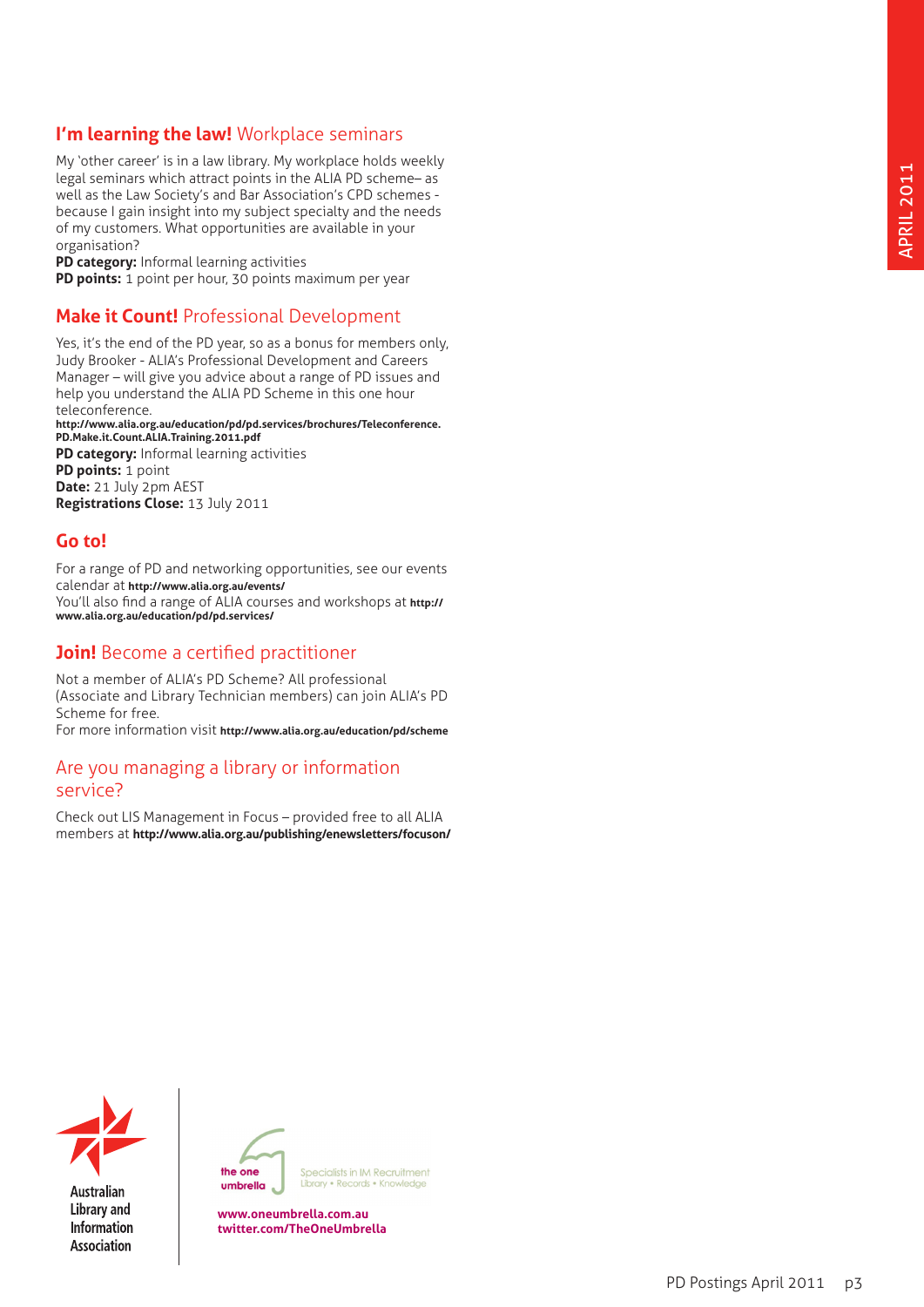## **I'm learning the law!** Workplace seminars

My 'other career' is in a law library. My workplace holds weekly legal seminars which attract points in the ALIA PD scheme– as well as the Law Society's and Bar Association's CPD schemes - because I gain insight into my subject specialty and the needs of my customers. What opportunities are available in your organisation?

**PD category:** Informal learning activities
**PD points:** 1 point per hour, 30 points maximum per year

## **Make it Count!** Professional Development

Yes, it's the end of the PD year, so as a bonus for members only, Judy Brooker - ALIA's Professional Development and Careers Manager – will give you advice about a range of PD issues and help you understand the ALIA PD Scheme in this one hour teleconference.
**http://www.alia.org.au/education/pd/pd.services/brochures/Teleconference.PD.Make.it.Count.ALIA.Training.2011.pdf**

**PD category:** Informal learning activities
**PD points:** 1 point
**Date:** 21 July 2pm AEST
**Registrations Close:** 13 July 2011

## **Go to!**

For a range of PD and networking opportunities, see our events calendar at **http://www.alia.org.au/events/**
You'll also find a range of ALIA courses and workshops at **http://www.alia.org.au/education/pd/pd.services/**

## **Join!** Become a certified practitioner

Not a member of ALIA's PD Scheme? All professional (Associate and Library Technician members) can join ALIA's PD Scheme for free.
For more information visit **http://www.alia.org.au/education/pd/scheme**

## Are you managing a library or information service?

Check out LIS Management in Focus – provided free to all ALIA members at **http://www.alia.org.au/publishing/enewsletters/focuson/**

Australian Library and Information Association

the one umbrella
Specialists in IM Recruitment
Library • Records • Knowledge

**www.oneumbrella.com.au**
**twitter.com/TheOneUmbrella**